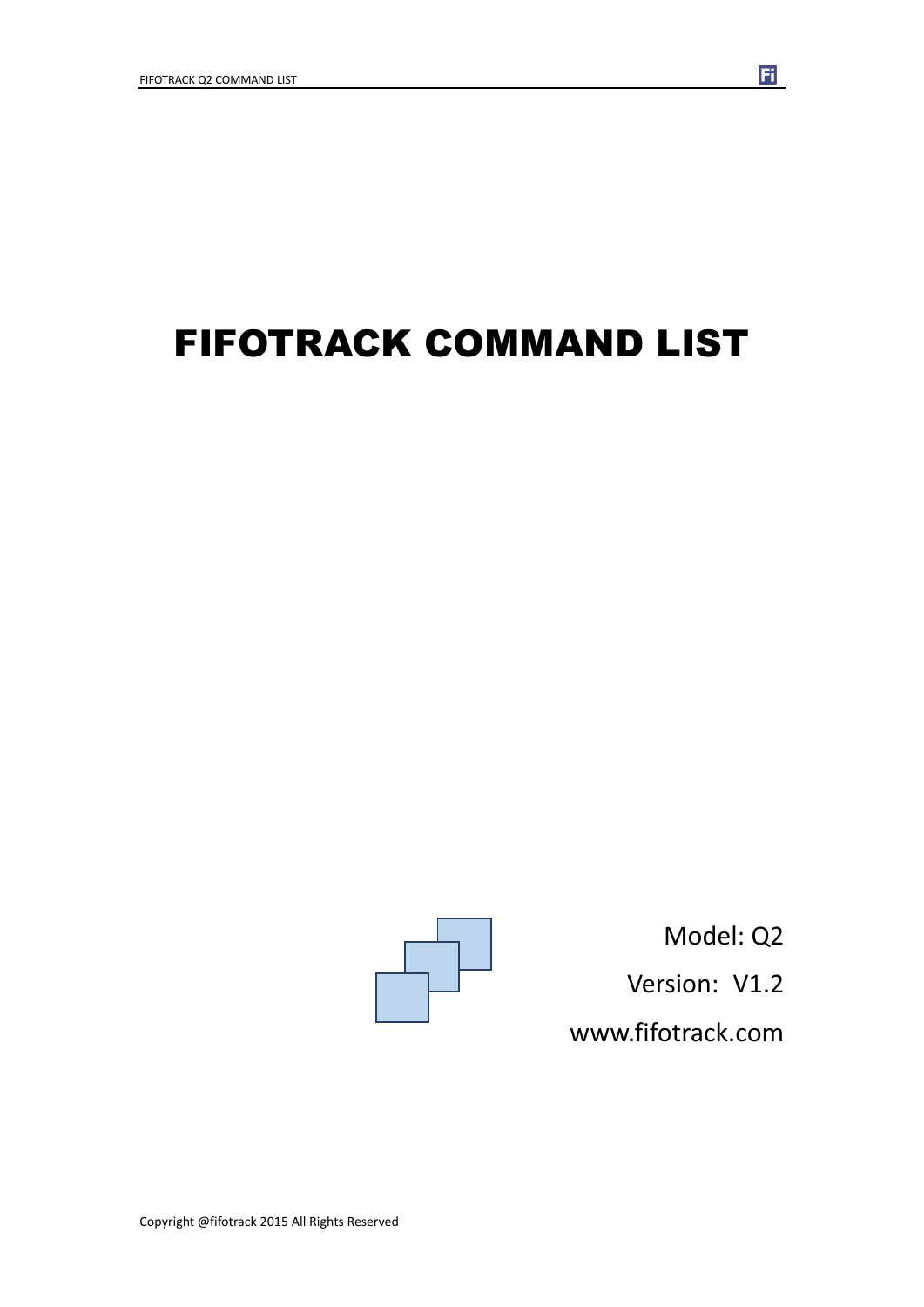# FIFOTRACK COMMAND LIST

Model: Q2

Version: V1.2

www.fifotrack.com

Copyright @fifotrack 2015 All Rights Reserved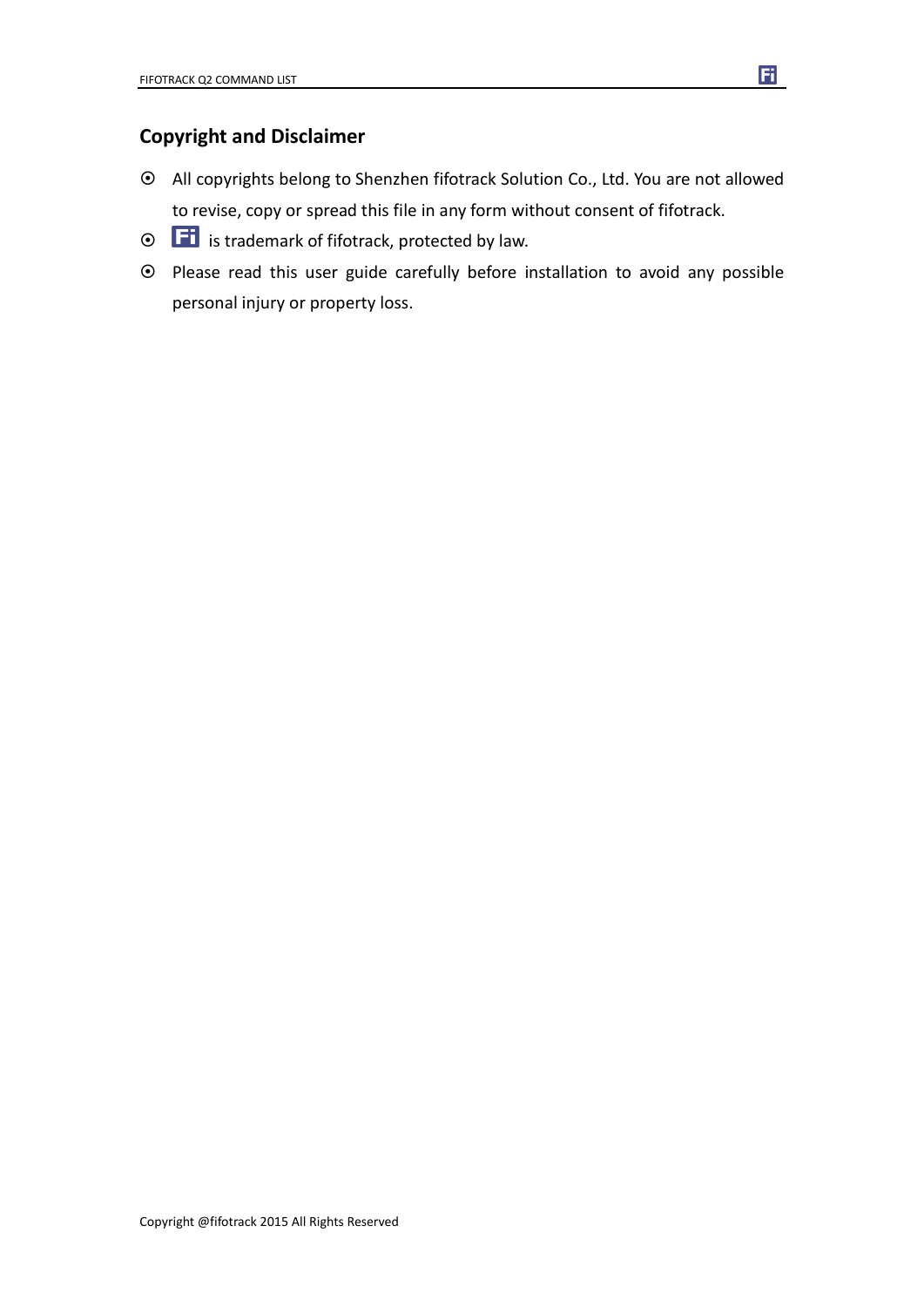## Copyright and Disclaimer

- All copyrights belong to Shenzhen fifotrack Solution Co., Ltd. You are not allowed to revise, copy or spread this file in any form without consent of fifotrack.
- Fi is trademark of fifotrack, protected by law.
- Please read this user guide carefully before installation to avoid any possible personal injury or property loss.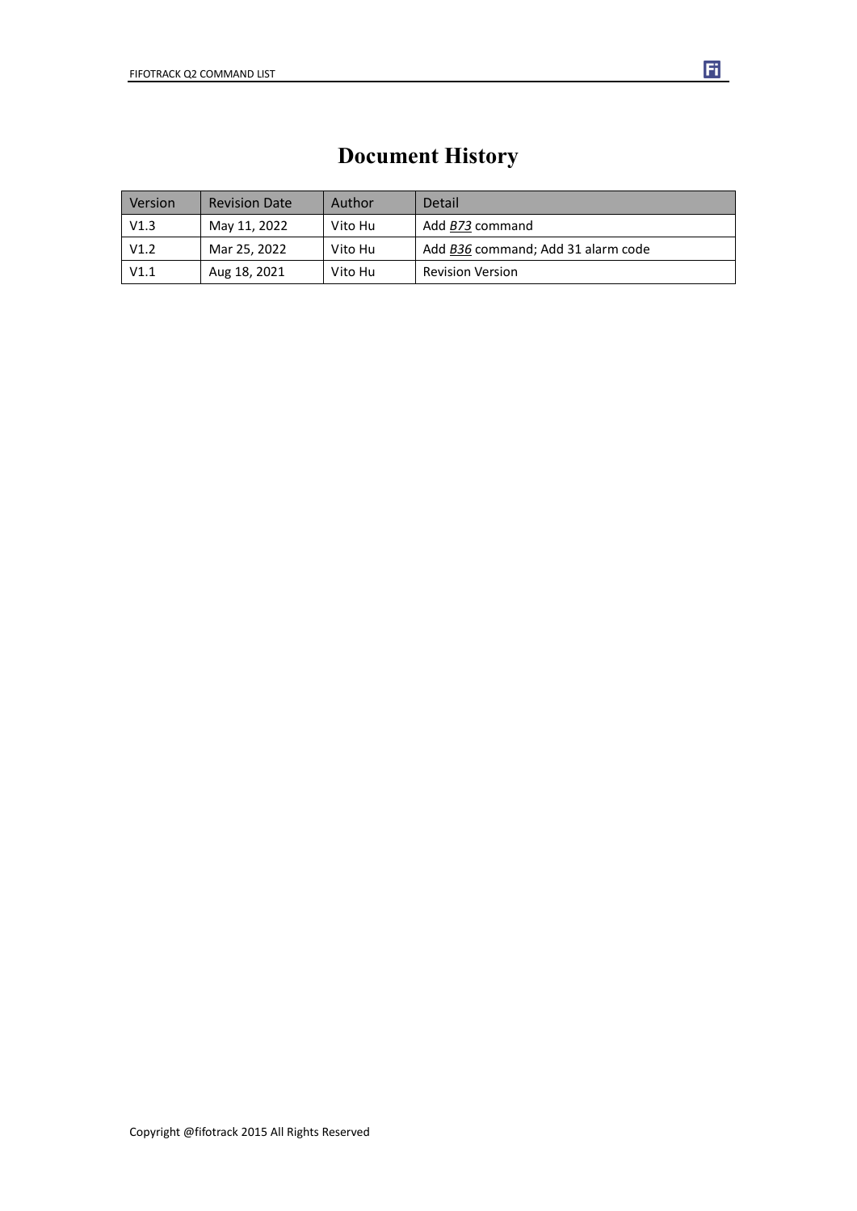# Document History

| Version | Revision Date | Author | Detail |
|---|---|---|---|
| V1.3 | May 11, 2022 | Vito Hu | Add *B73* command |
| V1.2 | Mar 25, 2022 | Vito Hu | Add *B36* command; Add 31 alarm code |
| V1.1 | Aug 18, 2021 | Vito Hu | Revision Version |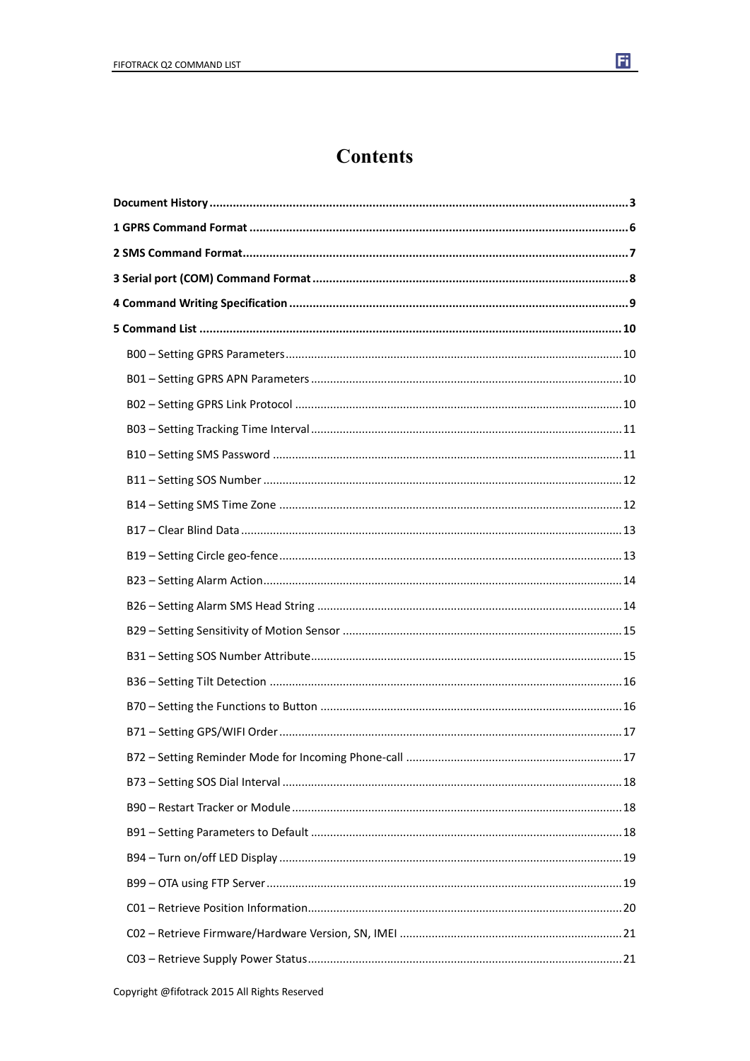# Contents

**Document History** ........ **3**

**1 GPRS Command Format** ........ **6**

**2 SMS Command Format** ........ **7**

**3 Serial port (COM) Command Format** ........ **8**

**4 Command Writing Specification** ........ **9**

**5 Command List** ........ **10**

- B00 – Setting GPRS Parameters ........ 10
- B01 – Setting GPRS APN Parameters ........ 10
- B02 – Setting GPRS Link Protocol ........ 10
- B03 – Setting Tracking Time Interval ........ 11
- B10 – Setting SMS Password ........ 11
- B11 – Setting SOS Number ........ 12
- B14 – Setting SMS Time Zone ........ 12
- B17 – Clear Blind Data ........ 13
- B19 – Setting Circle geo-fence ........ 13
- B23 – Setting Alarm Action ........ 14
- B26 – Setting Alarm SMS Head String ........ 14
- B29 – Setting Sensitivity of Motion Sensor ........ 15
- B31 – Setting SOS Number Attribute ........ 15
- B36 – Setting Tilt Detection ........ 16
- B70 – Setting the Functions to Button ........ 16
- B71 – Setting GPS/WIFI Order ........ 17
- B72 – Setting Reminder Mode for Incoming Phone-call ........ 17
- B73 – Setting SOS Dial Interval ........ 18
- B90 – Restart Tracker or Module ........ 18
- B91 – Setting Parameters to Default ........ 18
- B94 – Turn on/off LED Display ........ 19
- B99 – OTA using FTP Server ........ 19
- C01 – Retrieve Position Information ........ 20
- C02 – Retrieve Firmware/Hardware Version, SN, IMEI ........ 21
- C03 – Retrieve Supply Power Status ........ 21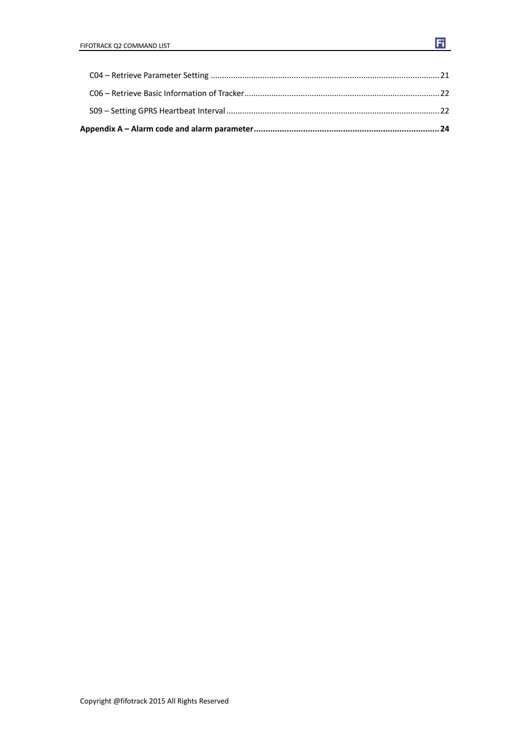C04 – Retrieve Parameter Setting ........................................................................................................ 21

C06 – Retrieve Basic Information of Tracker ........................................................................................ 22

S09 – Setting GPRS Heartbeat Interval ................................................................................................ 22

**Appendix A – Alarm code and alarm parameter ............................................................................ 24**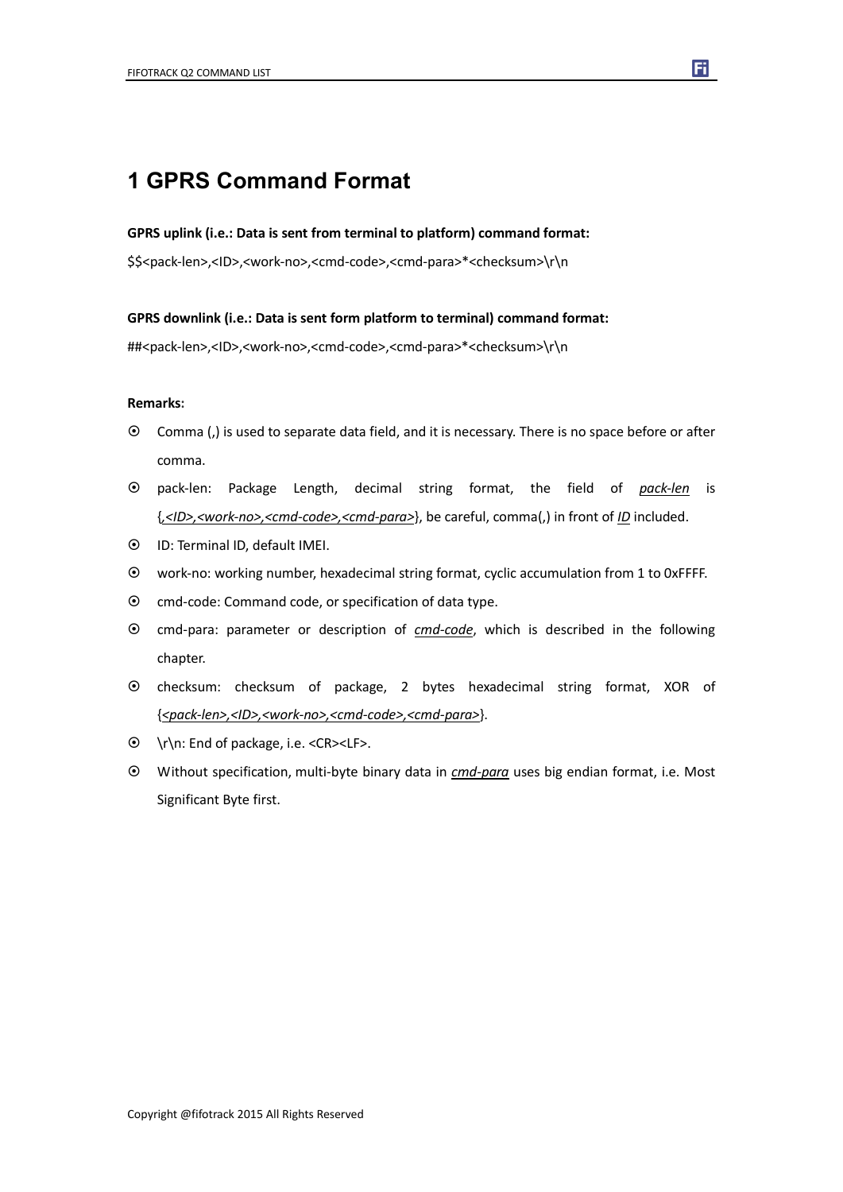# 1 GPRS Command Format

**GPRS uplink (i.e.: Data is sent from terminal to platform) command format:**

$$<pack-len>,<ID>,<work-no>,<cmd-code>,<cmd-para>*<checksum>\r\n

**GPRS downlink (i.e.: Data is sent form platform to terminal) command format:**

##<pack-len>,<ID>,<work-no>,<cmd-code>,<cmd-para>*<checksum>\r\n

**Remarks:**

- Comma (,) is used to separate data field, and it is necessary. There is no space before or after comma.
- pack-len: Package Length, decimal string format, the field of *pack-len* is {*,<ID>,<work-no>,<cmd-code>,<cmd-para>*}, be careful, comma(,) in front of *ID* included.
- ID: Terminal ID, default IMEI.
- work-no: working number, hexadecimal string format, cyclic accumulation from 1 to 0xFFFF.
- cmd-code: Command code, or specification of data type.
- cmd-para: parameter or description of *cmd-code*, which is described in the following chapter.
- checksum: checksum of package, 2 bytes hexadecimal string format, XOR of {*<pack-len>,<ID>,<work-no>,<cmd-code>,<cmd-para>*}.
- \r\n: End of package, i.e. <CR><LF>.
- Without specification, multi-byte binary data in *cmd-para* uses big endian format, i.e. Most Significant Byte first.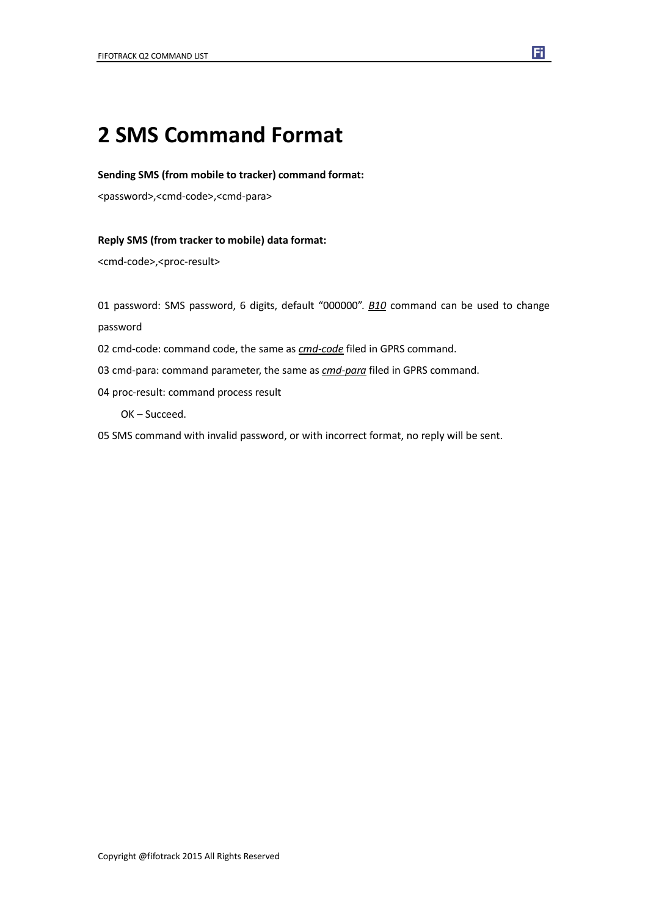# 2 SMS Command Format

**Sending SMS (from mobile to tracker) command format:**

<password>,<cmd-code>,<cmd-para>

**Reply SMS (from tracker to mobile) data format:**

<cmd-code>,<proc-result>

01 password: SMS password, 6 digits, default "000000". ***B10*** command can be used to change password

02 cmd-code: command code, the same as ***cmd-code*** filed in GPRS command.

03 cmd-para: command parameter, the same as ***cmd-para*** filed in GPRS command.

04 proc-result: command process result

OK – Succeed.

05 SMS command with invalid password, or with incorrect format, no reply will be sent.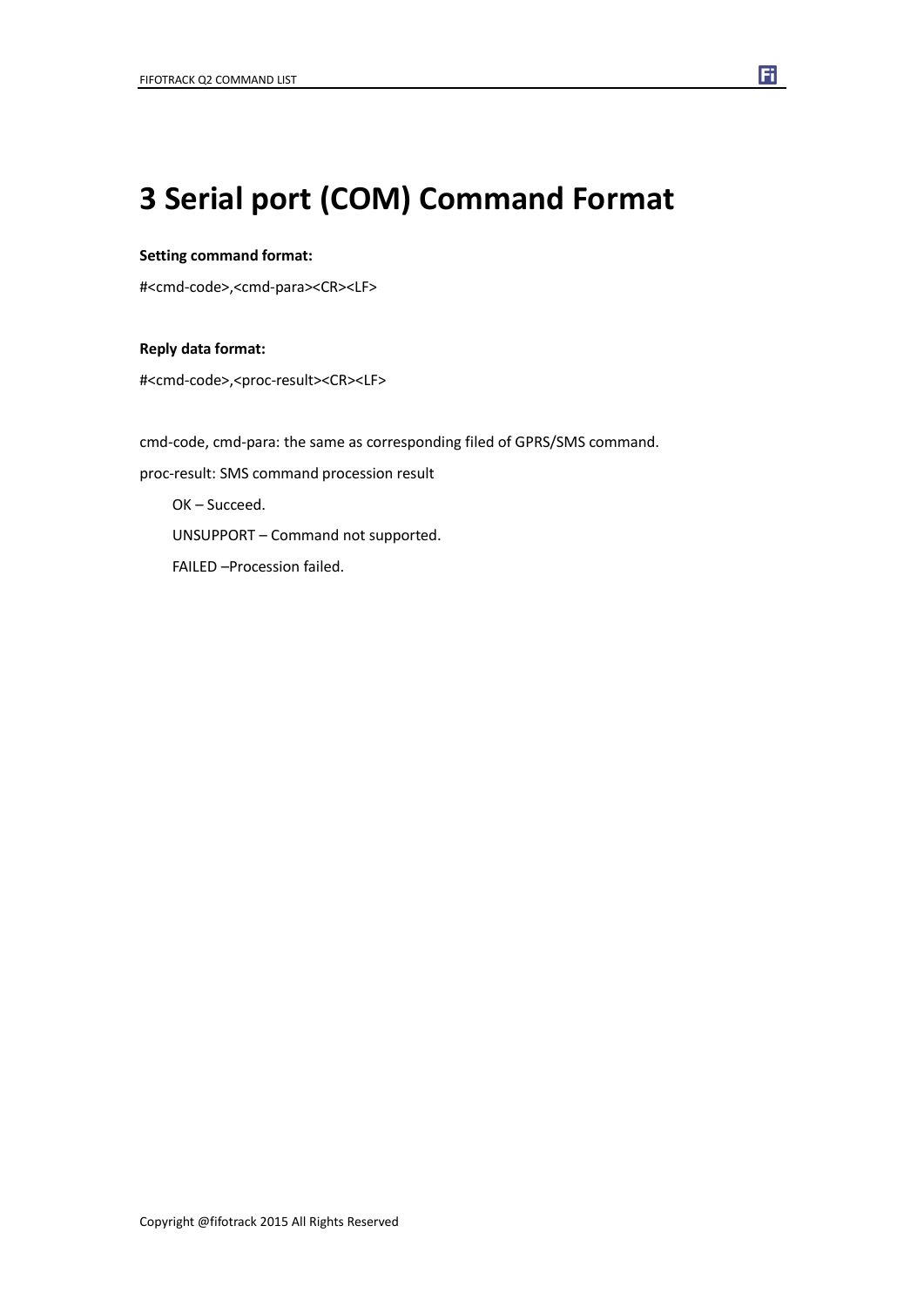# 3 Serial port (COM) Command Format

**Setting command format:**

#<cmd-code>,<cmd-para><CR><LF>

**Reply data format:**

#<cmd-code>,<proc-result><CR><LF>

cmd-code, cmd-para: the same as corresponding filed of GPRS/SMS command.

proc-result: SMS command procession result

OK – Succeed.

UNSUPPORT – Command not supported.

FAILED –Procession failed.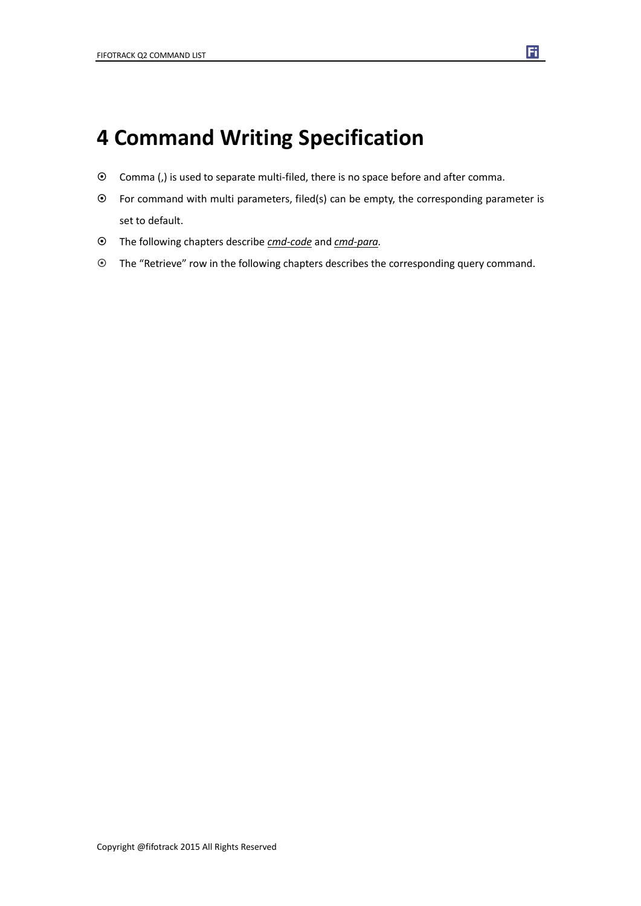# 4 Command Writing Specification

- Comma (,) is used to separate multi-filed, there is no space before and after comma.
- For command with multi parameters, filed(s) can be empty, the corresponding parameter is set to default.
- The following chapters describe ***cmd-code*** and ***cmd-para***.
- The "Retrieve" row in the following chapters describes the corresponding query command.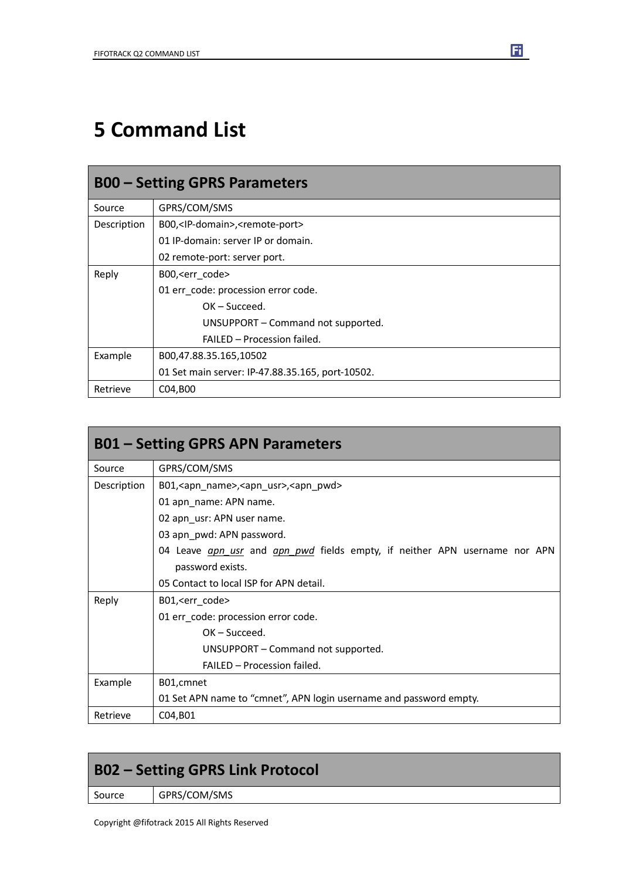# 5 Command List

| B00 – Setting GPRS Parameters | |
|---|---|
| Source | GPRS/COM/SMS |
| Description | B00,<IP-domain>,<remote-port><br>01 IP-domain: server IP or domain.<br>02 remote-port: server port. |
| Reply | B00,<err_code><br>01 err_code: procession error code.<br>OK – Succeed.<br>UNSUPPORT – Command not supported.<br>FAILED – Procession failed. |
| Example | B00,47.88.35.165,10502<br>01 Set main server: IP-47.88.35.165, port-10502. |
| Retrieve | C04,B00 |

| B01 – Setting GPRS APN Parameters | |
|---|---|
| Source | GPRS/COM/SMS |
| Description | B01,<apn_name>,<apn_usr>,<apn_pwd><br>01 apn_name: APN name.<br>02 apn_usr: APN user name.<br>03 apn_pwd: APN password.<br>04 Leave *apn_usr* and *apn_pwd* fields empty, if neither APN username nor APN password exists.<br>05 Contact to local ISP for APN detail. |
| Reply | B01,<err_code><br>01 err_code: procession error code.<br>OK – Succeed.<br>UNSUPPORT – Command not supported.<br>FAILED – Procession failed. |
| Example | B01,cmnet<br>01 Set APN name to “cmnet”, APN login username and password empty. |
| Retrieve | C04,B01 |

| B02 – Setting GPRS Link Protocol | |
|---|---|
| Source | GPRS/COM/SMS |

Copyright @fifotrack 2015 All Rights Reserved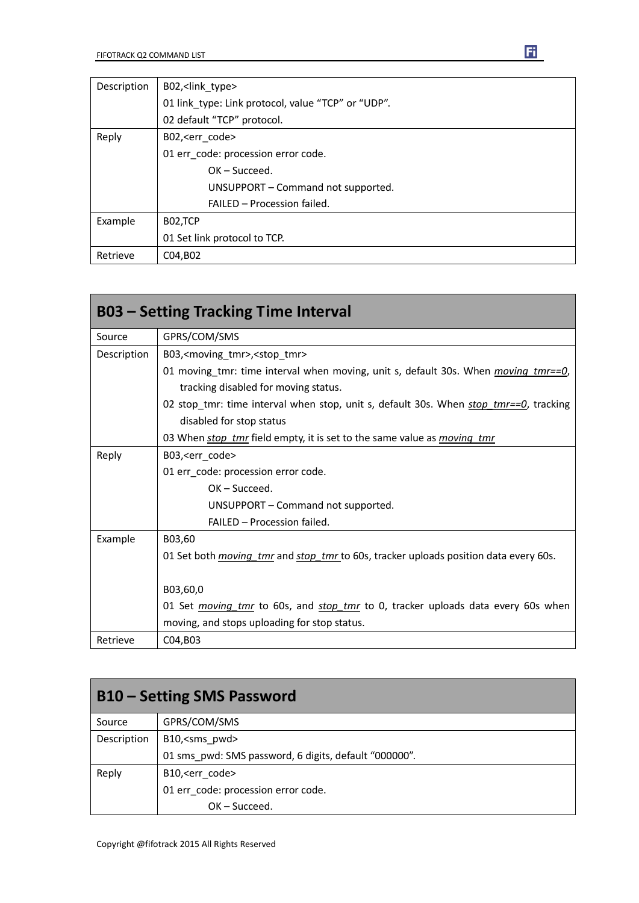| Description | B02,<link_type><br>01 link_type: Link protocol, value “TCP” or “UDP”.<br>02 default “TCP” protocol. |
| --- | --- |
| Reply | B02,<err_code><br>01 err_code: procession error code.<br>OK – Succeed.<br>UNSUPPORT – Command not supported.<br>FAILED – Procession failed. |
| Example | B02,TCP<br>01 Set link protocol to TCP. |
| Retrieve | C04,B02 |

## B03 – Setting Tracking Time Interval

| Source | GPRS/COM/SMS |
| --- | --- |
| Description | B03,<moving_tmr>,<stop_tmr><br>01 moving_tmr: time interval when moving, unit s, default 30s. When *moving_tmr==0*, tracking disabled for moving status.<br>02 stop_tmr: time interval when stop, unit s, default 30s. When *stop_tmr==0*, tracking disabled for stop status<br>03 When *stop_tmr* field empty, it is set to the same value as *moving_tmr* |
| Reply | B03,<err_code><br>01 err_code: procession error code.<br>OK – Succeed.<br>UNSUPPORT – Command not supported.<br>FAILED – Procession failed. |
| Example | B03,60<br>01 Set both *moving_tmr* and *stop_tmr* to 60s, tracker uploads position data every 60s.<br><br>B03,60,0<br>01 Set *moving_tmr* to 60s, and *stop_tmr* to 0, tracker uploads data every 60s when moving, and stops uploading for stop status. |
| Retrieve | C04,B03 |

## B10 – Setting SMS Password

| Source | GPRS/COM/SMS |
| --- | --- |
| Description | B10,<sms_pwd><br>01 sms_pwd: SMS password, 6 digits, default “000000”. |
| Reply | B10,<err_code><br>01 err_code: procession error code.<br>OK – Succeed. |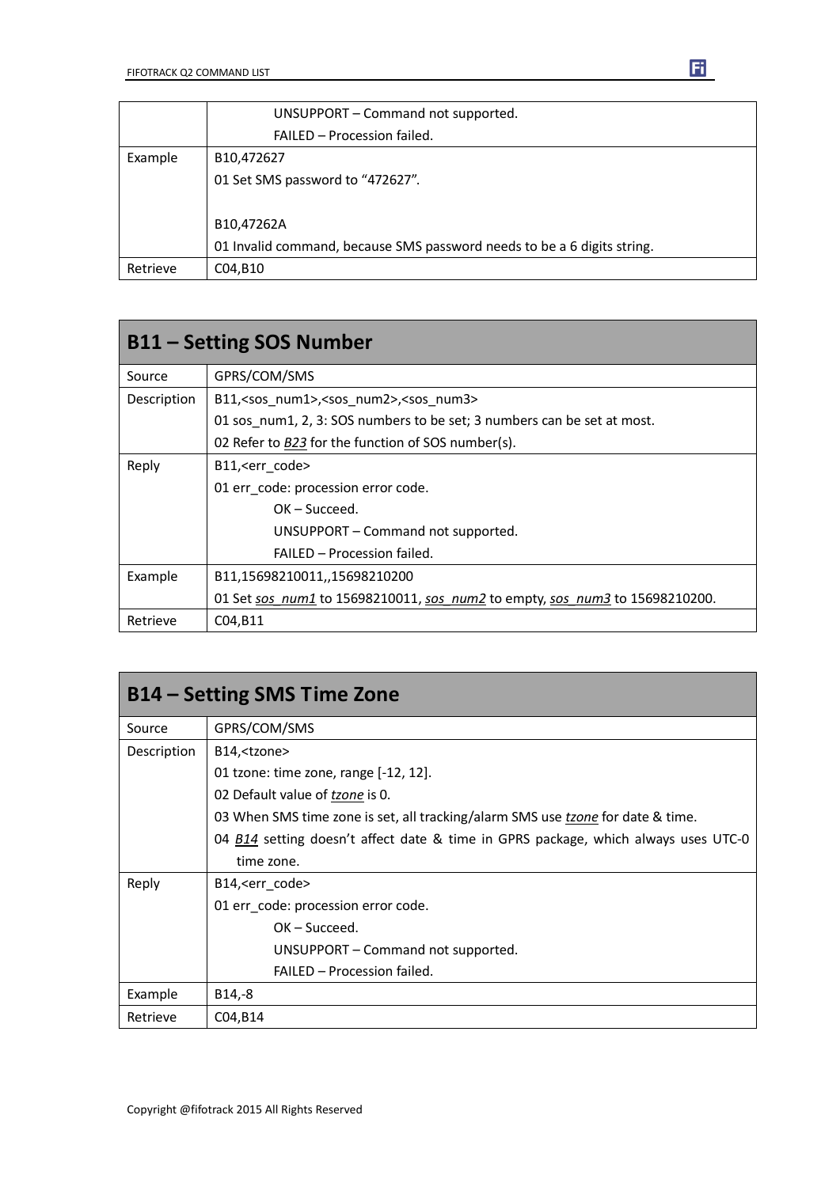| | |
|---|---|
| | UNSUPPORT – Command not supported.<br>FAILED – Procession failed. |
| Example | B10,472627<br>01 Set SMS password to “472627”.<br><br>B10,47262A<br>01 Invalid command, because SMS password needs to be a 6 digits string. |
| Retrieve | C04,B10 |

## B11 – Setting SOS Number

| | |
|---|---|
| Source | GPRS/COM/SMS |
| Description | B11,<sos_num1>,<sos_num2>,<sos_num3><br>01 sos_num1, 2, 3: SOS numbers to be set; 3 numbers can be set at most.<br>02 Refer to *B23* for the function of SOS number(s). |
| Reply | B11,<err_code><br>01 err_code: procession error code.<br>OK – Succeed.<br>UNSUPPORT – Command not supported.<br>FAILED – Procession failed. |
| Example | B11,15698210011,,15698210200<br>01 Set *sos_num1* to 15698210011, *sos_num2* to empty, *sos_num3* to 15698210200. |
| Retrieve | C04,B11 |

## B14 – Setting SMS Time Zone

| | |
|---|---|
| Source | GPRS/COM/SMS |
| Description | B14,<tzone><br>01 tzone: time zone, range [-12, 12].<br>02 Default value of *tzone* is 0.<br>03 When SMS time zone is set, all tracking/alarm SMS use *tzone* for date & time.<br>04 *B14* setting doesn’t affect date & time in GPRS package, which always uses UTC-0 time zone. |
| Reply | B14,<err_code><br>01 err_code: procession error code.<br>OK – Succeed.<br>UNSUPPORT – Command not supported.<br>FAILED – Procession failed. |
| Example | B14,-8 |
| Retrieve | C04,B14 |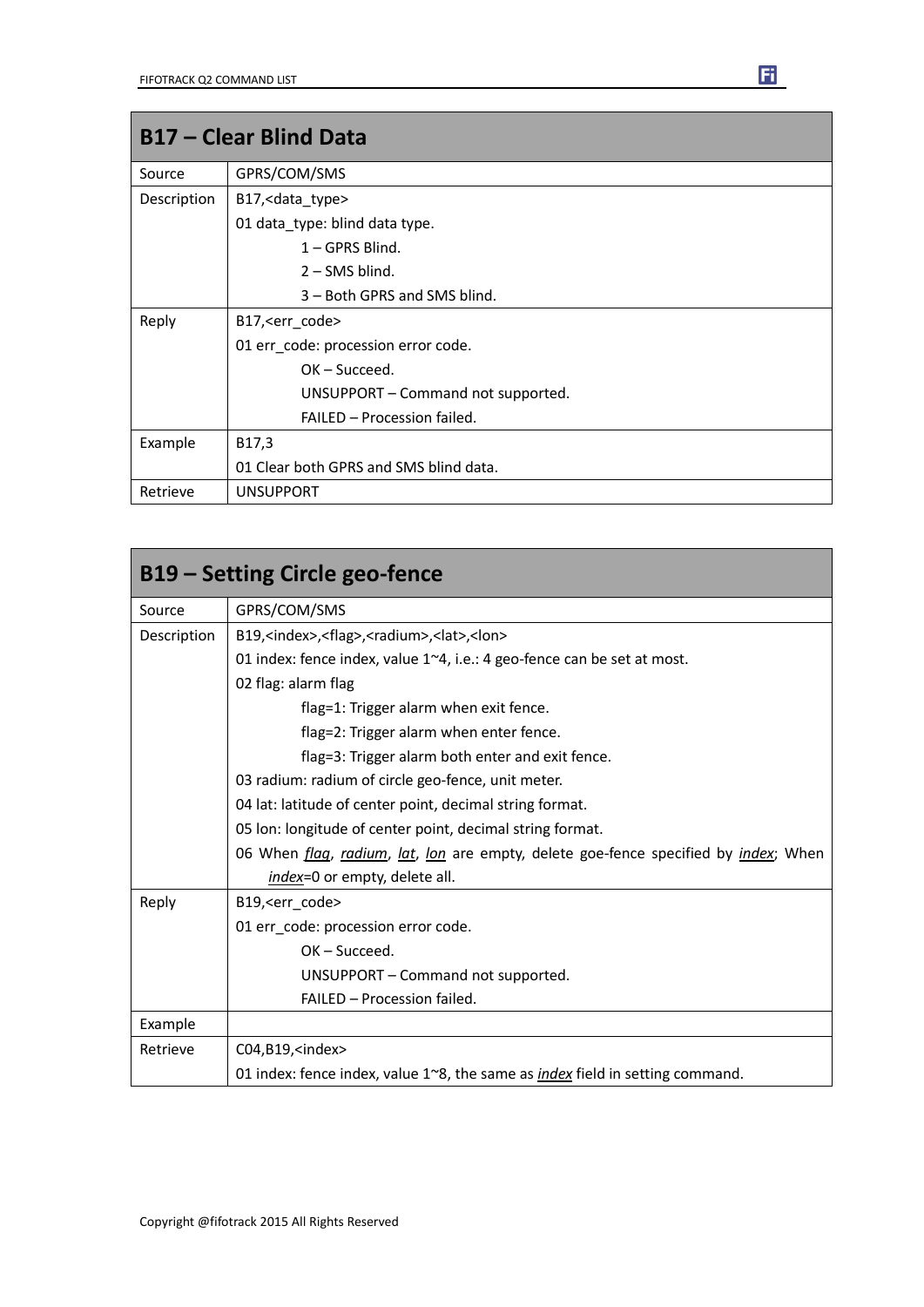| B17 – Clear Blind Data | |
|---|---|
| Source | GPRS/COM/SMS |
| Description | B17,<data_type><br>01 data_type: blind data type.<br>1 – GPRS Blind.<br>2 – SMS blind.<br>3 – Both GPRS and SMS blind. |
| Reply | B17,<err_code><br>01 err_code: procession error code.<br>OK – Succeed.<br>UNSUPPORT – Command not supported.<br>FAILED – Procession failed. |
| Example | B17,3<br>01 Clear both GPRS and SMS blind data. |
| Retrieve | UNSUPPORT |

| B19 – Setting Circle geo-fence | |
|---|---|
| Source | GPRS/COM/SMS |
| Description | B19,<index>,<flag>,<radium>,<lat>,<lon><br>01 index: fence index, value 1~4, i.e.: 4 geo-fence can be set at most.<br>02 flag: alarm flag<br>flag=1: Trigger alarm when exit fence.<br>flag=2: Trigger alarm when enter fence.<br>flag=3: Trigger alarm both enter and exit fence.<br>03 radium: radium of circle geo-fence, unit meter.<br>04 lat: latitude of center point, decimal string format.<br>05 lon: longitude of center point, decimal string format.<br>06 When *flag*, *radium*, *lat*, *lon* are empty, delete goe-fence specified by *index*; When *index*=0 or empty, delete all. |
| Reply | B19,<err_code><br>01 err_code: procession error code.<br>OK – Succeed.<br>UNSUPPORT – Command not supported.<br>FAILED – Procession failed. |
| Example | |
| Retrieve | C04,B19,<index><br>01 index: fence index, value 1~8, the same as *index* field in setting command. |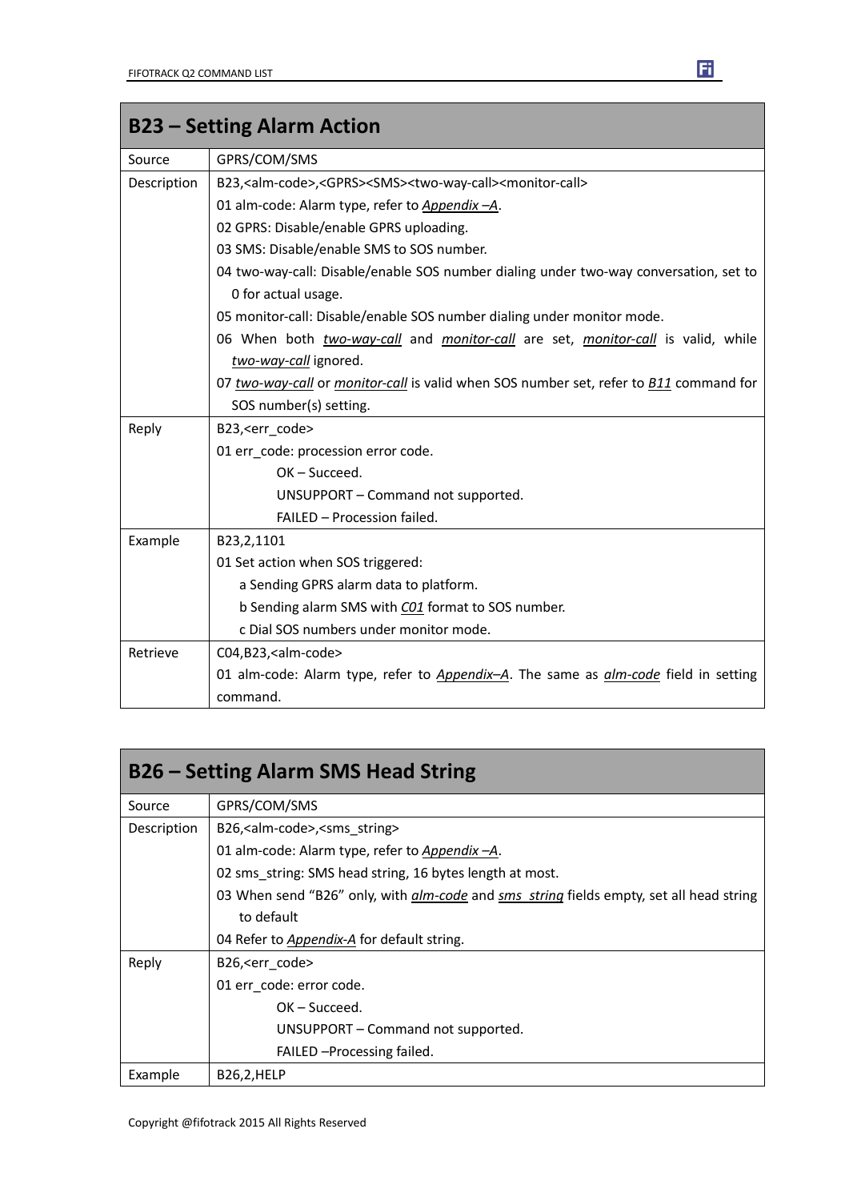## B23 – Setting Alarm Action

| Field | Content |
| --- | --- |
| Source | GPRS/COM/SMS |
| Description | B23,<alm-code>,<GPRS><SMS><two-way-call><monitor-call><br>01 alm-code: Alarm type, refer to *Appendix –A*.<br>02 GPRS: Disable/enable GPRS uploading.<br>03 SMS: Disable/enable SMS to SOS number.<br>04 two-way-call: Disable/enable SOS number dialing under two-way conversation, set to 0 for actual usage.<br>05 monitor-call: Disable/enable SOS number dialing under monitor mode.<br>06 When both *two-way-call* and *monitor-call* are set, *monitor-call* is valid, while *two-way-call* ignored.<br>07 *two-way-call* or *monitor-call* is valid when SOS number set, refer to *B11* command for SOS number(s) setting. |
| Reply | B23,<err_code><br>01 err_code: procession error code.<br>OK – Succeed.<br>UNSUPPORT – Command not supported.<br>FAILED – Procession failed. |
| Example | B23,2,1101<br>01 Set action when SOS triggered:<br>a Sending GPRS alarm data to platform.<br>b Sending alarm SMS with *C01* format to SOS number.<br>c Dial SOS numbers under monitor mode. |
| Retrieve | C04,B23,<alm-code><br>01 alm-code: Alarm type, refer to *Appendix–A*. The same as *alm-code* field in setting command. |

## B26 – Setting Alarm SMS Head String

| Field | Content |
| --- | --- |
| Source | GPRS/COM/SMS |
| Description | B26,<alm-code>,<sms_string><br>01 alm-code: Alarm type, refer to *Appendix –A*.<br>02 sms_string: SMS head string, 16 bytes length at most.<br>03 When send "B26" only, with *alm-code* and *sms_string* fields empty, set all head string to default<br>04 Refer to *Appendix-A* for default string. |
| Reply | B26,<err_code><br>01 err_code: error code.<br>OK – Succeed.<br>UNSUPPORT – Command not supported.<br>FAILED –Processing failed. |
| Example | B26,2,HELP |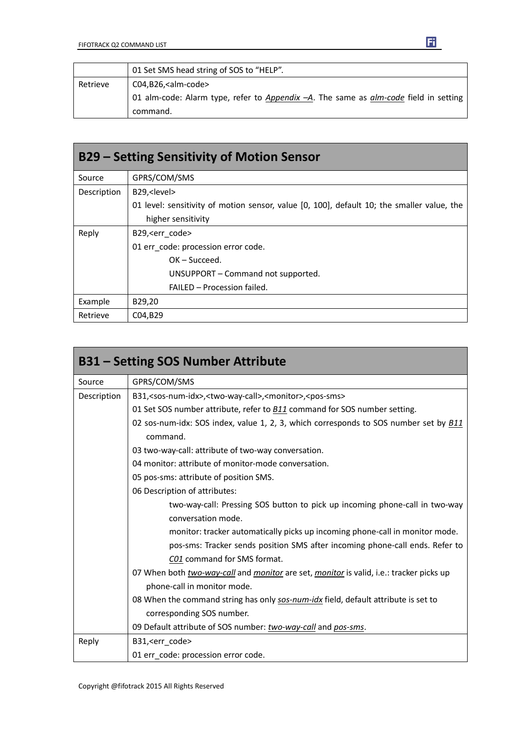| | |
|---|---|
| | 01 Set SMS head string of SOS to "HELP". |
| Retrieve | C04,B26,<alm-code><br>01 alm-code: Alarm type, refer to *Appendix –A*. The same as *alm-code* field in setting command. |

## B29 – Setting Sensitivity of Motion Sensor

| | |
|---|---|
| Source | GPRS/COM/SMS |
| Description | B29,<level><br>01 level: sensitivity of motion sensor, value [0, 100], default 10; the smaller value, the higher sensitivity |
| Reply | B29,<err_code><br>01 err_code: procession error code.<br>OK – Succeed.<br>UNSUPPORT – Command not supported.<br>FAILED – Procession failed. |
| Example | B29,20 |
| Retrieve | C04,B29 |

## B31 – Setting SOS Number Attribute

| | |
|---|---|
| Source | GPRS/COM/SMS |
| Description | B31,<sos-num-idx>,<two-way-call>,<monitor>,<pos-sms><br>01 Set SOS number attribute, refer to *B11* command for SOS number setting.<br>02 sos-num-idx: SOS index, value 1, 2, 3, which corresponds to SOS number set by *B11* command.<br>03 two-way-call: attribute of two-way conversation.<br>04 monitor: attribute of monitor-mode conversation.<br>05 pos-sms: attribute of position SMS.<br>06 Description of attributes:<br>two-way-call: Pressing SOS button to pick up incoming phone-call in two-way conversation mode.<br>monitor: tracker automatically picks up incoming phone-call in monitor mode.<br>pos-sms: Tracker sends position SMS after incoming phone-call ends. Refer to *C01* command for SMS format.<br>07 When both *two-way-call* and *monitor* are set, *monitor* is valid, i.e.: tracker picks up phone-call in monitor mode.<br>08 When the command string has only *sos-num-idx* field, default attribute is set to corresponding SOS number.<br>09 Default attribute of SOS number: *two-way-call* and *pos-sms*. |
| Reply | B31,<err_code><br>01 err_code: procession error code. |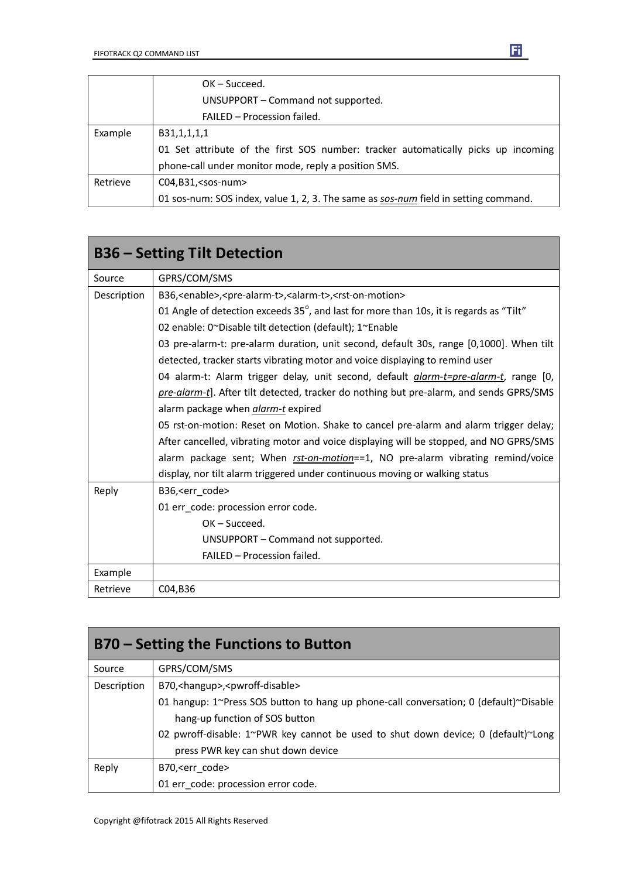| | |
|---|---|
| | OK – Succeed.<br>UNSUPPORT – Command not supported.<br>FAILED – Procession failed. |
| Example | B31,1,1,1,1<br>01 Set attribute of the first SOS number: tracker automatically picks up incoming phone-call under monitor mode, reply a position SMS. |
| Retrieve | C04,B31,<sos-num><br>01 sos-num: SOS index, value 1, 2, 3. The same as _sos-num_ field in setting command. |

## B36 – Setting Tilt Detection

| | |
|---|---|
| Source | GPRS/COM/SMS |
| Description | B36,<enable>,<pre-alarm-t>,<alarm-t>,<rst-on-motion><br>01 Angle of detection exceeds 35°, and last for more than 10s, it is regards as "Tilt"<br>02 enable: 0~Disable tilt detection (default); 1~Enable<br>03 pre-alarm-t: pre-alarm duration, unit second, default 30s, range [0,1000]. When tilt detected, tracker starts vibrating motor and voice displaying to remind user<br>04 alarm-t: Alarm trigger delay, unit second, default _alarm-t=pre-alarm-t_, range [0, _pre-alarm-t_]. After tilt detected, tracker do nothing but pre-alarm, and sends GPRS/SMS alarm package when _alarm-t_ expired<br>05 rst-on-motion: Reset on Motion. Shake to cancel pre-alarm and alarm trigger delay; After cancelled, vibrating motor and voice displaying will be stopped, and NO GPRS/SMS alarm package sent; When _rst-on-motion_==1, NO pre-alarm vibrating remind/voice display, nor tilt alarm triggered under continuous moving or walking status |
| Reply | B36,<err_code><br>01 err_code: procession error code.<br>OK – Succeed.<br>UNSUPPORT – Command not supported.<br>FAILED – Procession failed. |
| Example | |
| Retrieve | C04,B36 |

## B70 – Setting the Functions to Button

| | |
|---|---|
| Source | GPRS/COM/SMS |
| Description | B70,<hangup>,<pwroff-disable><br>01 hangup: 1~Press SOS button to hang up phone-call conversation; 0 (default)~Disable hang-up function of SOS button<br>02 pwroff-disable: 1~PWR key cannot be used to shut down device; 0 (default)~Long press PWR key can shut down device |
| Reply | B70,<err_code><br>01 err_code: procession error code. |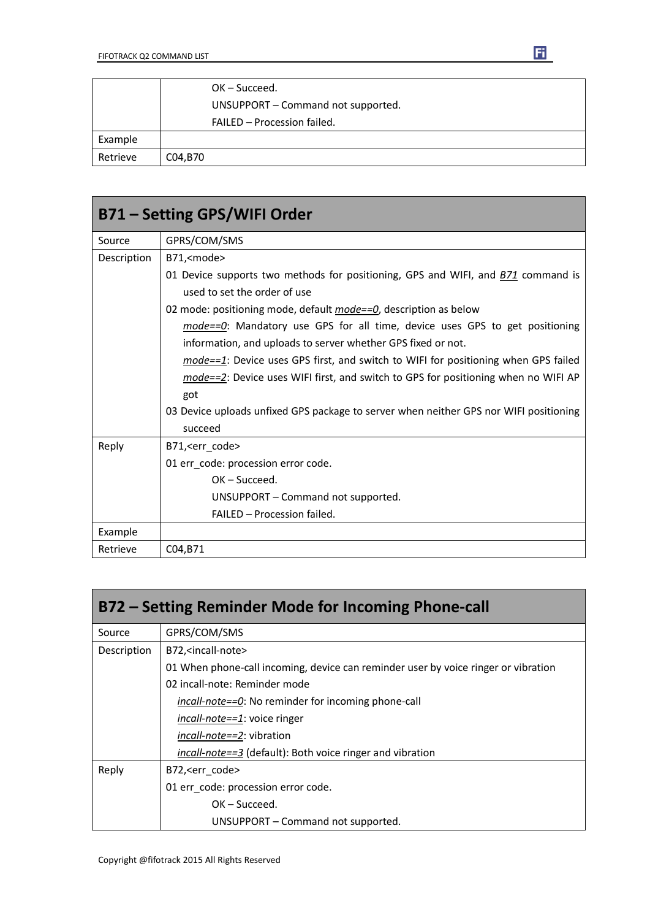| | |
|---|---|
| | OK – Succeed.<br>UNSUPPORT – Command not supported.<br>FAILED – Procession failed. |
| Example | |
| Retrieve | C04,B70 |

## B71 – Setting GPS/WIFI Order

| | |
|---|---|
| Source | GPRS/COM/SMS |
| Description | B71,<mode><br>01 Device supports two methods for positioning, GPS and WIFI, and *B71* command is used to set the order of use<br>02 mode: positioning mode, default ***mode==0***, description as below<br>*mode==0*: Mandatory use GPS for all time, device uses GPS to get positioning information, and uploads to server whether GPS fixed or not.<br>*mode==1*: Device uses GPS first, and switch to WIFI for positioning when GPS failed<br>*mode==2*: Device uses WIFI first, and switch to GPS for positioning when no WIFI AP got<br>03 Device uploads unfixed GPS package to server when neither GPS nor WIFI positioning succeed |
| Reply | B71,<err_code><br>01 err_code: procession error code.<br>OK – Succeed.<br>UNSUPPORT – Command not supported.<br>FAILED – Procession failed. |
| Example | |
| Retrieve | C04,B71 |

## B72 – Setting Reminder Mode for Incoming Phone-call

| | |
|---|---|
| Source | GPRS/COM/SMS |
| Description | B72,<incall-note><br>01 When phone-call incoming, device can reminder user by voice ringer or vibration<br>02 incall-note: Reminder mode<br>*incall-note==0*: No reminder for incoming phone-call<br>*incall-note==1*: voice ringer<br>*incall-note==2*: vibration<br>*incall-note==3* (default): Both voice ringer and vibration |
| Reply | B72,<err_code><br>01 err_code: procession error code.<br>OK – Succeed.<br>UNSUPPORT – Command not supported. |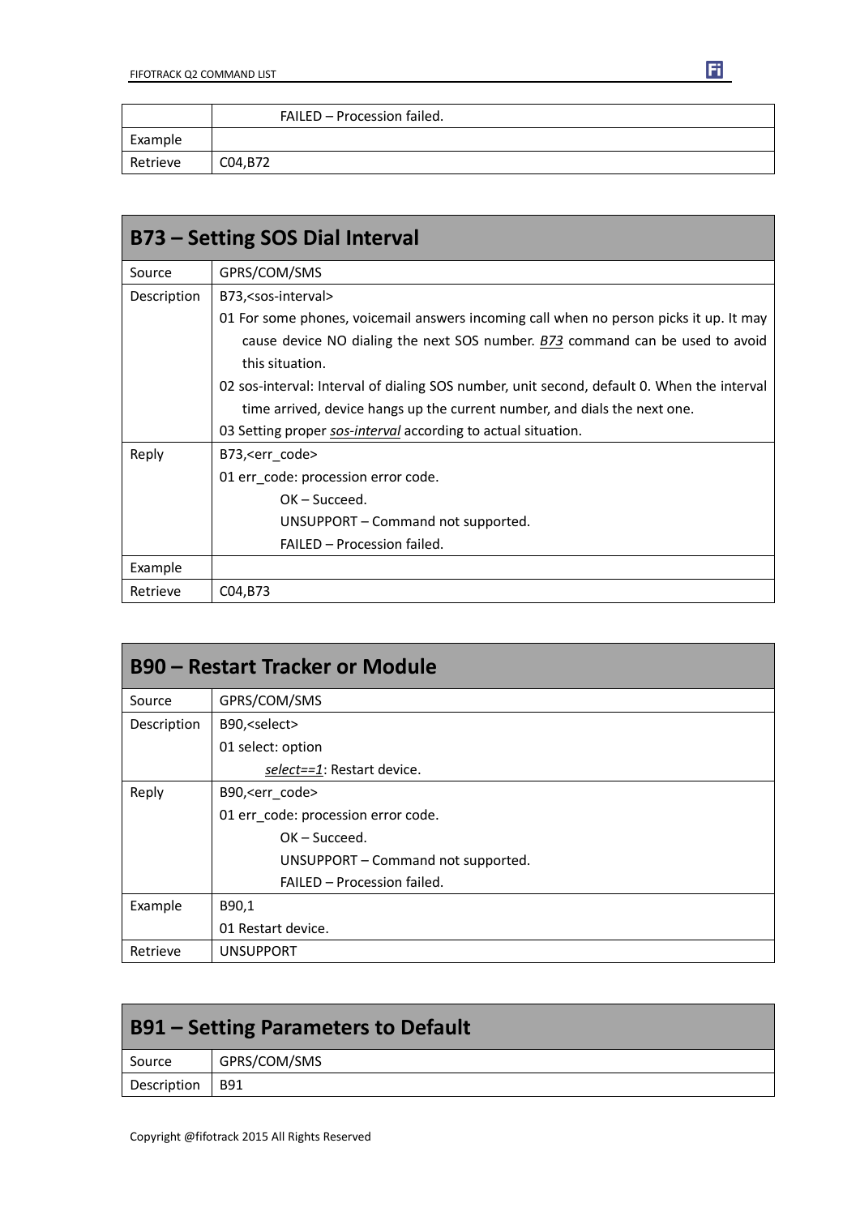| | |
|---|---|
| | FAILED – Procession failed. |
| Example | |
| Retrieve | C04,B72 |

## B73 – Setting SOS Dial Interval

| | |
|---|---|
| Source | GPRS/COM/SMS |
| Description | B73,<sos-interval><br>01 For some phones, voicemail answers incoming call when no person picks it up. It may cause device NO dialing the next SOS number. *B73* command can be used to avoid this situation.<br>02 sos-interval: Interval of dialing SOS number, unit second, default 0. When the interval time arrived, device hangs up the current number, and dials the next one.<br>03 Setting proper *sos-interval* according to actual situation. |
| Reply | B73,<err_code><br>01 err_code: procession error code.<br>OK – Succeed.<br>UNSUPPORT – Command not supported.<br>FAILED – Procession failed. |
| Example | |
| Retrieve | C04,B73 |

## B90 – Restart Tracker or Module

| | |
|---|---|
| Source | GPRS/COM/SMS |
| Description | B90,<select><br>01 select: option<br>*select==1*: Restart device. |
| Reply | B90,<err_code><br>01 err_code: procession error code.<br>OK – Succeed.<br>UNSUPPORT – Command not supported.<br>FAILED – Procession failed. |
| Example | B90,1<br>01 Restart device. |
| Retrieve | UNSUPPORT |

## B91 – Setting Parameters to Default

| | |
|---|---|
| Source | GPRS/COM/SMS |
| Description | B91 |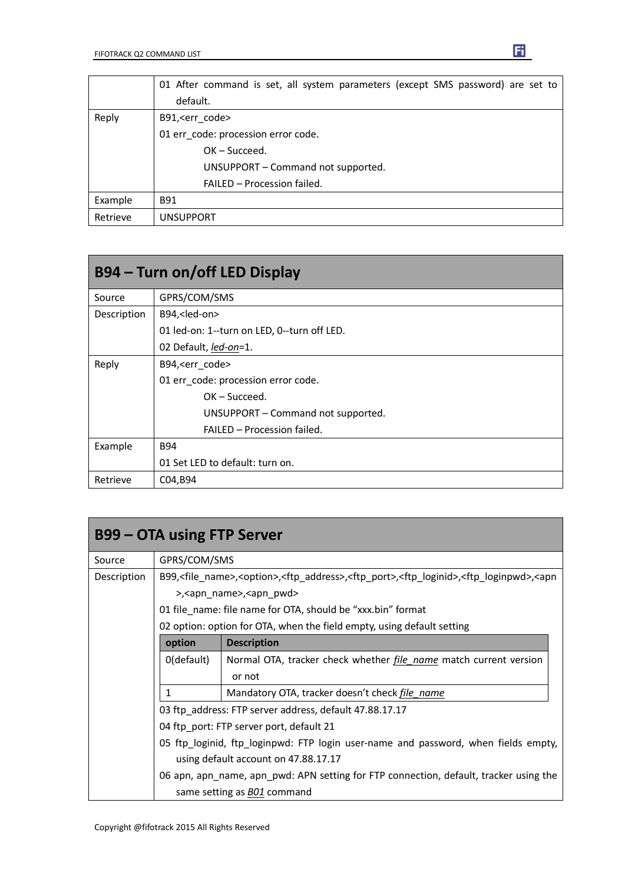|  | 01 After command is set, all system parameters (except SMS password) are set to default. |
|---|---|
| Reply | B91,<err_code><br>01 err_code: procession error code.<br>OK – Succeed.<br>UNSUPPORT – Command not supported.<br>FAILED – Procession failed. |
| Example | B91 |
| Retrieve | UNSUPPORT |

## B94 – Turn on/off LED Display

| Source | GPRS/COM/SMS |
|---|---|
| Description | B94,<led-on><br>01 led-on: 1--turn on LED, 0--turn off LED.<br>02 Default, *led-on*=1. |
| Reply | B94,<err_code><br>01 err_code: procession error code.<br>OK – Succeed.<br>UNSUPPORT – Command not supported.<br>FAILED – Procession failed. |
| Example | B94<br>01 Set LED to default: turn on. |
| Retrieve | C04,B94 |

## B99 – OTA using FTP Server

| Source | GPRS/COM/SMS |
|---|---|
| Description | B99,<file_name>,<option>,<ftp_address>,<ftp_port>,<ftp_loginid>,<ftp_loginpwd>,<apn>,<apn_name>,<apn_pwd><br>01 file_name: file name for OTA, should be "xxx.bin" format<br>02 option: option for OTA, when the field empty, using default setting<br>**option** – **Description**<br>0(default) – Normal OTA, tracker check whether *file_name* match current version or not<br>1 – Mandatory OTA, tracker doesn't check *file_name*<br>03 ftp_address: FTP server address, default 47.88.17.17<br>04 ftp_port: FTP server port, default 21<br>05 ftp_loginid, ftp_loginpwd: FTP login user-name and password, when fields empty, using default account on 47.88.17.17<br>06 apn, apn_name, apn_pwd: APN setting for FTP connection, default, tracker using the same setting as *B01* command |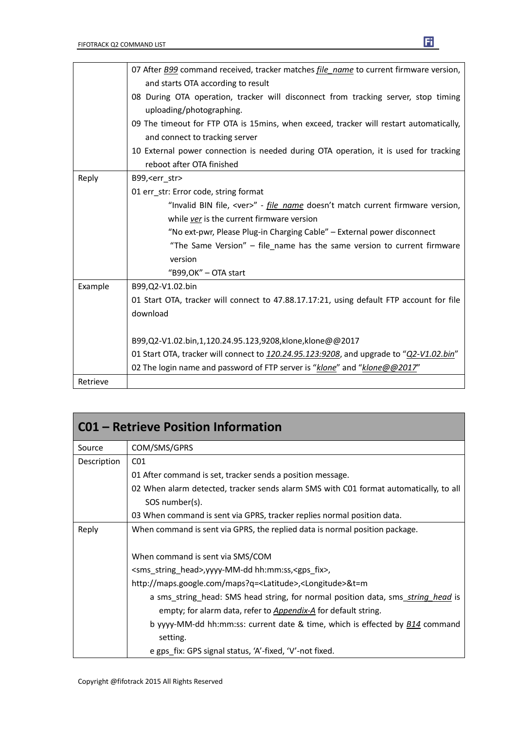| | |
|---|---|
| | 07 After *B99* command received, tracker matches *file_name* to current firmware version, and starts OTA according to result<br>08 During OTA operation, tracker will disconnect from tracking server, stop timing uploading/photographing.<br>09 The timeout for FTP OTA is 15mins, when exceed, tracker will restart automatically, and connect to tracking server<br>10 External power connection is needed during OTA operation, it is used for tracking reboot after OTA finished |
| Reply | B99,<err_str><br>01 err_str: Error code, string format<br>"Invalid BIN file, <ver>" - *file_name* doesn't match current firmware version, while *ver* is the current firmware version<br>"No ext-pwr, Please Plug-in Charging Cable" – External power disconnect<br>"The Same Version" – file_name has the same version to current firmware version<br>"B99,OK" – OTA start |
| Example | B99,Q2-V1.02.bin<br>01 Start OTA, tracker will connect to 47.88.17.17:21, using default FTP account for file download<br><br>B99,Q2-V1.02.bin,1,120.24.95.123,9208,klone,klone@@2017<br>01 Start OTA, tracker will connect to *120.24.95.123:9208*, and upgrade to "*Q2-V1.02.bin*"<br>02 The login name and password of FTP server is "*klone*" and "*klone@@2017*" |
| Retrieve | |

## C01 – Retrieve Position Information

| | |
|---|---|
| Source | COM/SMS/GPRS |
| Description | C01<br>01 After command is set, tracker sends a position message.<br>02 When alarm detected, tracker sends alarm SMS with C01 format automatically, to all SOS number(s).<br>03 When command is sent via GPRS, tracker replies normal position data. |
| Reply | When command is sent via GPRS, the replied data is normal position package.<br><br>When command is sent via SMS/COM<br><sms_string_head>,yyyy-MM-dd hh:mm:ss,<gps_fix>,<br>http://maps.google.com/maps?q=<Latitude>,<Longitude>&t=m<br>a sms_string_head: SMS head string, for normal position data, sms_*string_head* is empty; for alarm data, refer to *Appendix-A* for default string.<br>b yyyy-MM-dd hh:mm:ss: current date & time, which is effected by *B14* command setting.<br>e gps_fix: GPS signal status, 'A'-fixed, 'V'-not fixed. |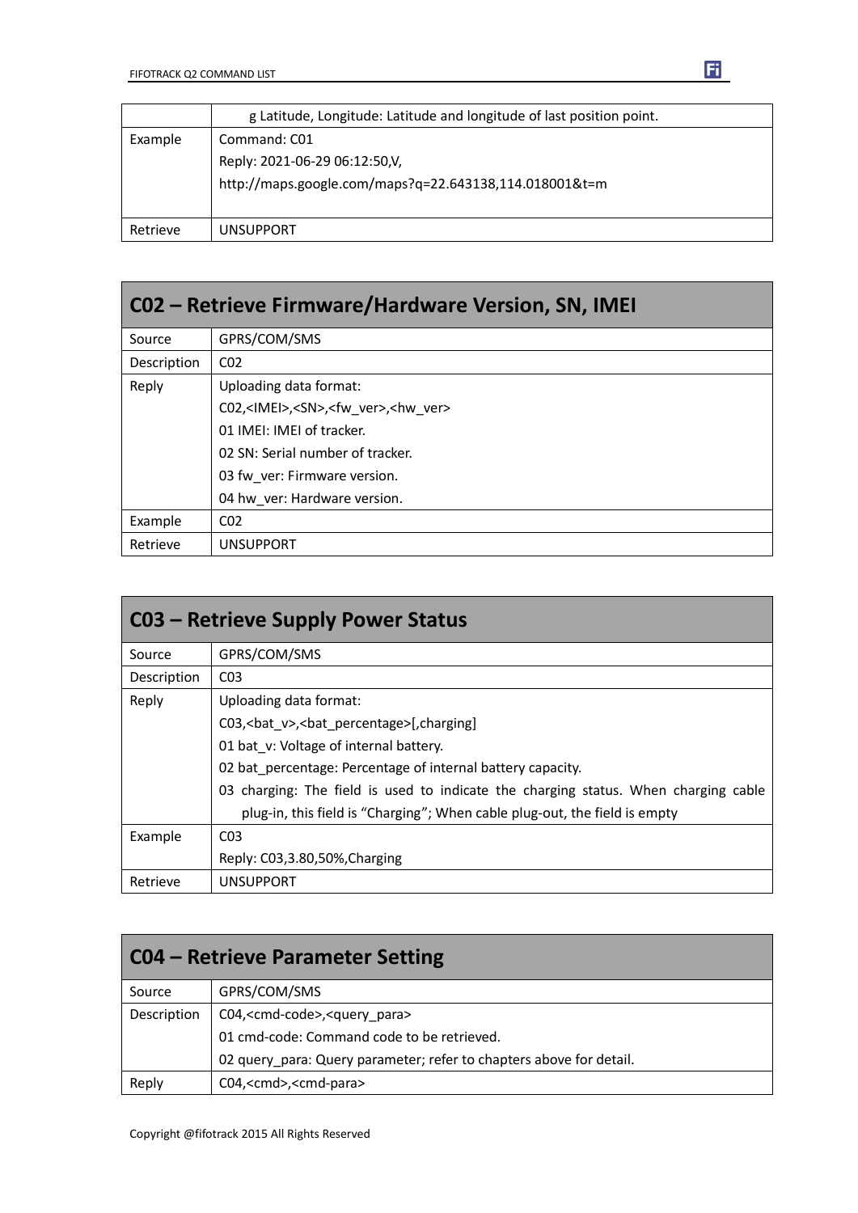|  | g Latitude, Longitude: Latitude and longitude of last position point. |
|---|---|
| Example | Command: C01<br>Reply: 2021-06-29 06:12:50,V,<br>http://maps.google.com/maps?q=22.643138,114.018001&t=m |
| Retrieve | UNSUPPORT |

## C02 – Retrieve Firmware/Hardware Version, SN, IMEI

| | |
|---|---|
| Source | GPRS/COM/SMS |
| Description | C02 |
| Reply | Uploading data format:<br>C02,<IMEI>,<SN>,<fw_ver>,<hw_ver><br>01 IMEI: IMEI of tracker.<br>02 SN: Serial number of tracker.<br>03 fw_ver: Firmware version.<br>04 hw_ver: Hardware version. |
| Example | C02 |
| Retrieve | UNSUPPORT |

## C03 – Retrieve Supply Power Status

| | |
|---|---|
| Source | GPRS/COM/SMS |
| Description | C03 |
| Reply | Uploading data format:<br>C03,<bat_v>,<bat_percentage>[,charging]<br>01 bat_v: Voltage of internal battery.<br>02 bat_percentage: Percentage of internal battery capacity.<br>03 charging: The field is used to indicate the charging status. When charging cable plug-in, this field is "Charging"; When cable plug-out, the field is empty |
| Example | C03<br>Reply: C03,3.80,50%,Charging |
| Retrieve | UNSUPPORT |

## C04 – Retrieve Parameter Setting

| | |
|---|---|
| Source | GPRS/COM/SMS |
| Description | C04,<cmd-code>,<query_para><br>01 cmd-code: Command code to be retrieved.<br>02 query_para: Query parameter; refer to chapters above for detail. |
| Reply | C04,<cmd>,<cmd-para> |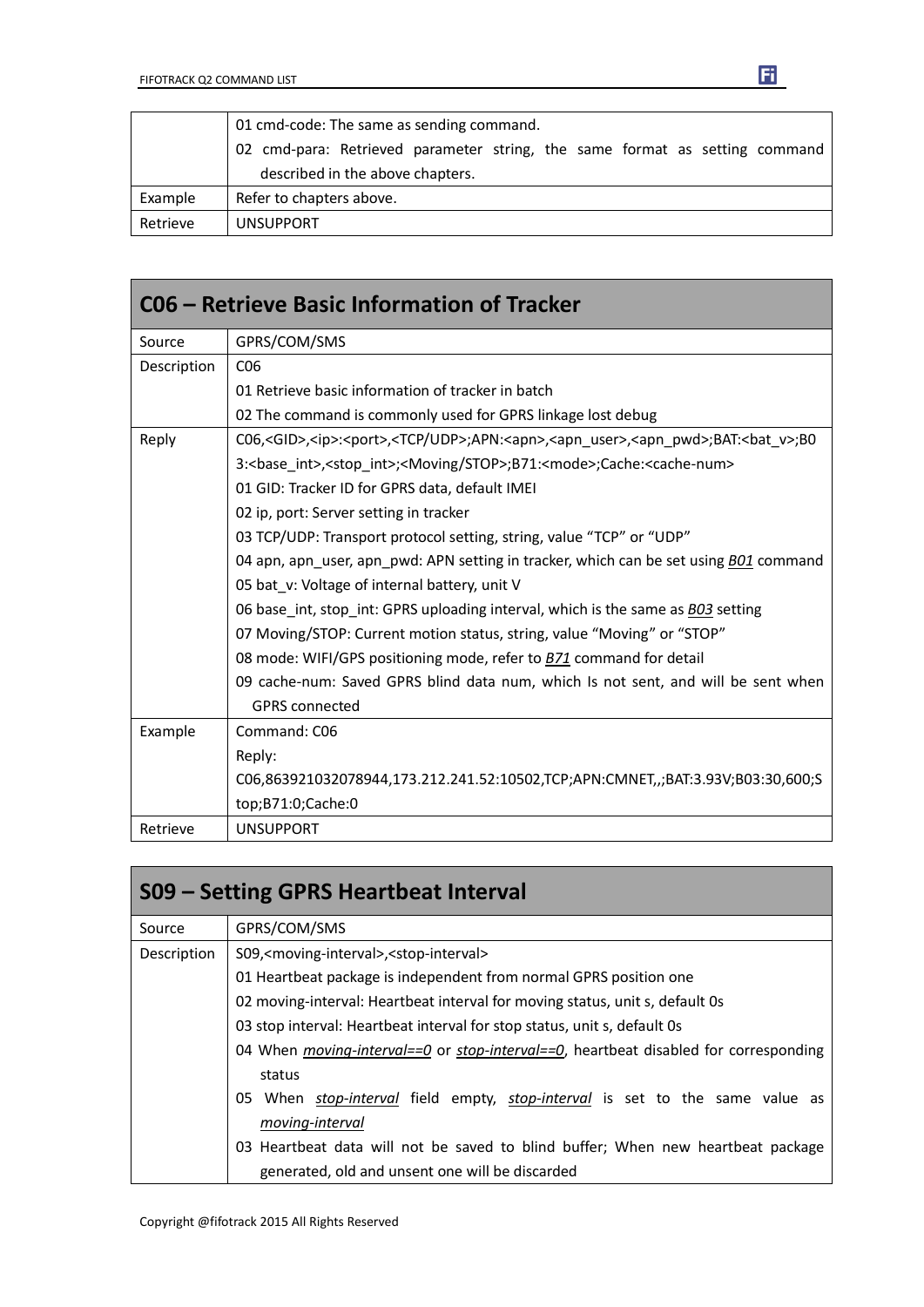| | |
|---|---|
| | 01 cmd-code: The same as sending command.<br>02 cmd-para: Retrieved parameter string, the same format as setting command described in the above chapters. |
| Example | Refer to chapters above. |
| Retrieve | UNSUPPORT |

## C06 – Retrieve Basic Information of Tracker

| | |
|---|---|
| Source | GPRS/COM/SMS |
| Description | C06<br>01 Retrieve basic information of tracker in batch<br>02 The command is commonly used for GPRS linkage lost debug |
| Reply | C06,<GID>,<ip>:<port>,<TCP/UDP>;APN:<apn>,<apn_user>,<apn_pwd>;BAT:<bat_v>;B03:<base_int>,<stop_int>;<Moving/STOP>;B71:<mode>;Cache:<cache-num><br>01 GID: Tracker ID for GPRS data, default IMEI<br>02 ip, port: Server setting in tracker<br>03 TCP/UDP: Transport protocol setting, string, value "TCP" or "UDP"<br>04 apn, apn_user, apn_pwd: APN setting in tracker, which can be set using ***B01*** command<br>05 bat_v: Voltage of internal battery, unit V<br>06 base_int, stop_int: GPRS uploading interval, which is the same as ***B03*** setting<br>07 Moving/STOP: Current motion status, string, value "Moving" or "STOP"<br>08 mode: WIFI/GPS positioning mode, refer to ***B71*** command for detail<br>09 cache-num: Saved GPRS blind data num, which Is not sent, and will be sent when GPRS connected |
| Example | Command: C06<br>Reply:<br>C06,863921032078944,173.212.241.52:10502,TCP;APN:CMNET,,;BAT:3.93V;B03:30,600;Stop;B71:0;Cache:0 |
| Retrieve | UNSUPPORT |

## S09 – Setting GPRS Heartbeat Interval

| | |
|---|---|
| Source | GPRS/COM/SMS |
| Description | S09,<moving-interval>,<stop-interval><br>01 Heartbeat package is independent from normal GPRS position one<br>02 moving-interval: Heartbeat interval for moving status, unit s, default 0s<br>03 stop interval: Heartbeat interval for stop status, unit s, default 0s<br>04 When *moving-interval==0* or *stop-interval==0*, heartbeat disabled for corresponding status<br>05 When *stop-interval* field empty, *stop-interval* is set to the same value as *moving-interval*<br>03 Heartbeat data will not be saved to blind buffer; When new heartbeat package generated, old and unsent one will be discarded |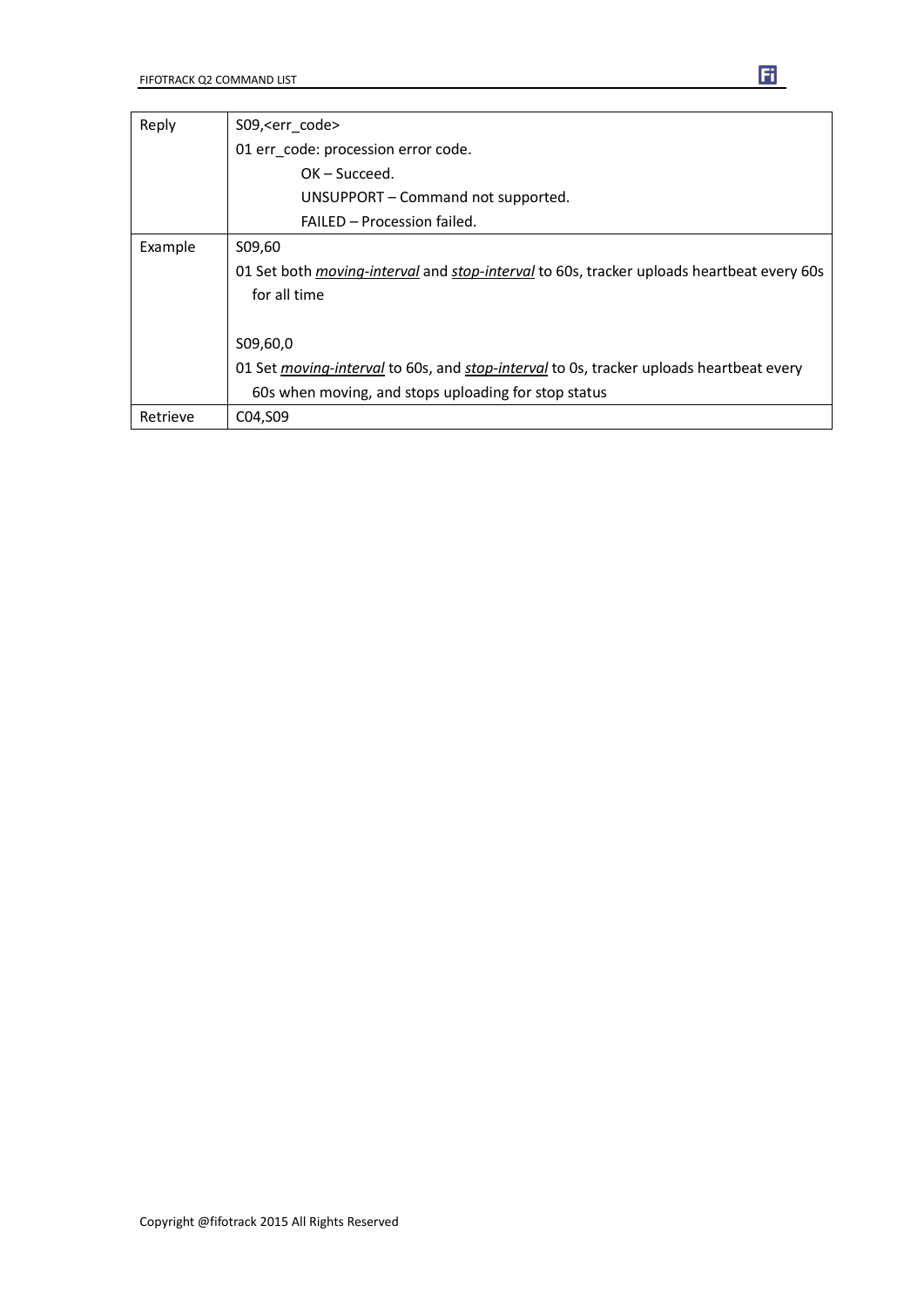| | |
|---|---|
| Reply | S09,<err_code><br>01 err_code: procession error code.<br>OK – Succeed.<br>UNSUPPORT – Command not supported.<br>FAILED – Procession failed. |
| Example | S09,60<br>01 Set both ***moving-interval*** and ***stop-interval*** to 60s, tracker uploads heartbeat every 60s for all time<br><br>S09,60,0<br>01 Set ***moving-interval*** to 60s, and ***stop-interval*** to 0s, tracker uploads heartbeat every 60s when moving, and stops uploading for stop status |
| Retrieve | C04,S09 |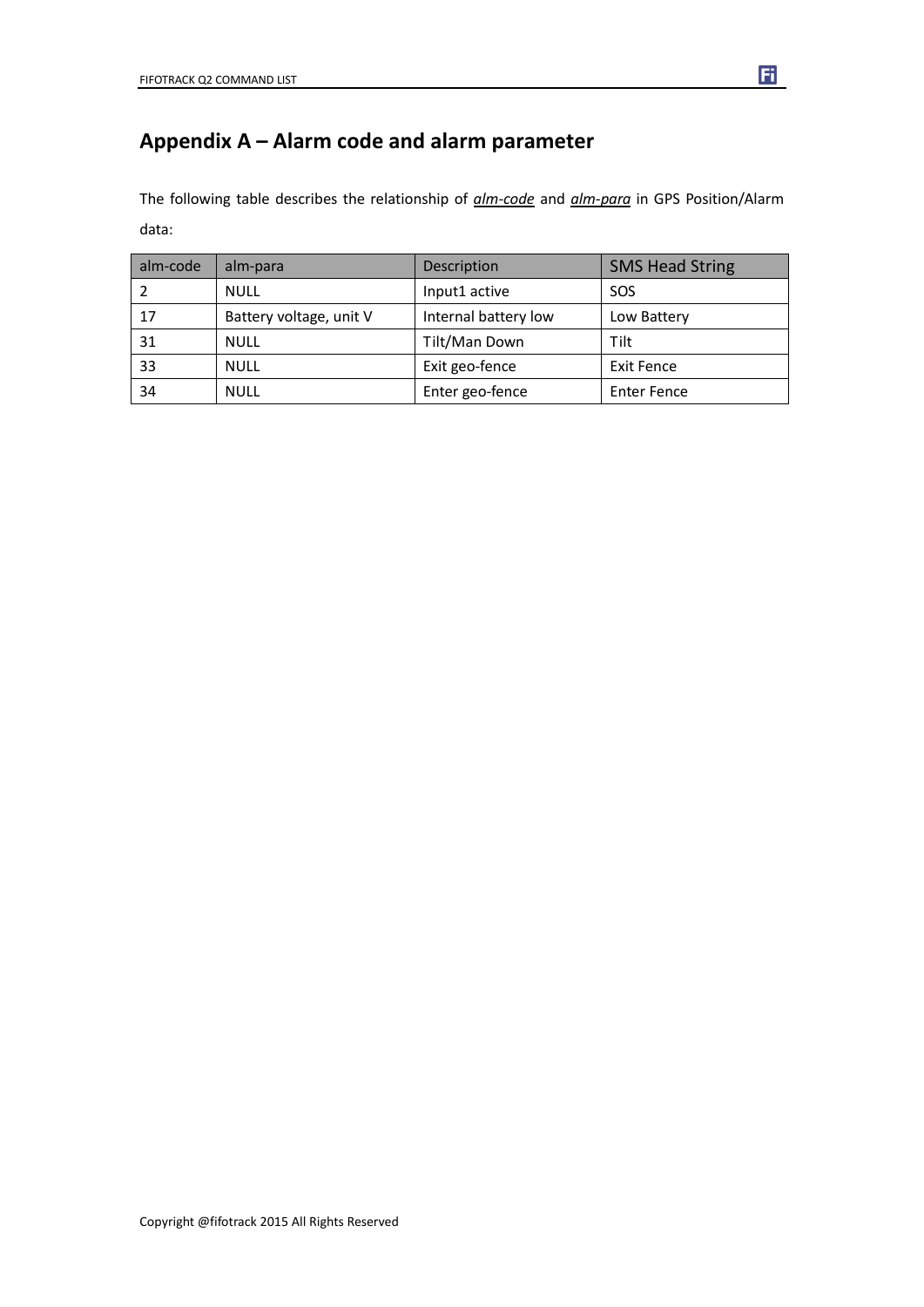# Appendix A – Alarm code and alarm parameter

The following table describes the relationship of ***alm-code*** and ***alm-para*** in GPS Position/Alarm data:

| alm-code | alm-para | Description | SMS Head String |
|---|---|---|---|
| 2 | NULL | Input1 active | SOS |
| 17 | Battery voltage, unit V | Internal battery low | Low Battery |
| 31 | NULL | Tilt/Man Down | Tilt |
| 33 | NULL | Exit geo-fence | Exit Fence |
| 34 | NULL | Enter geo-fence | Enter Fence |